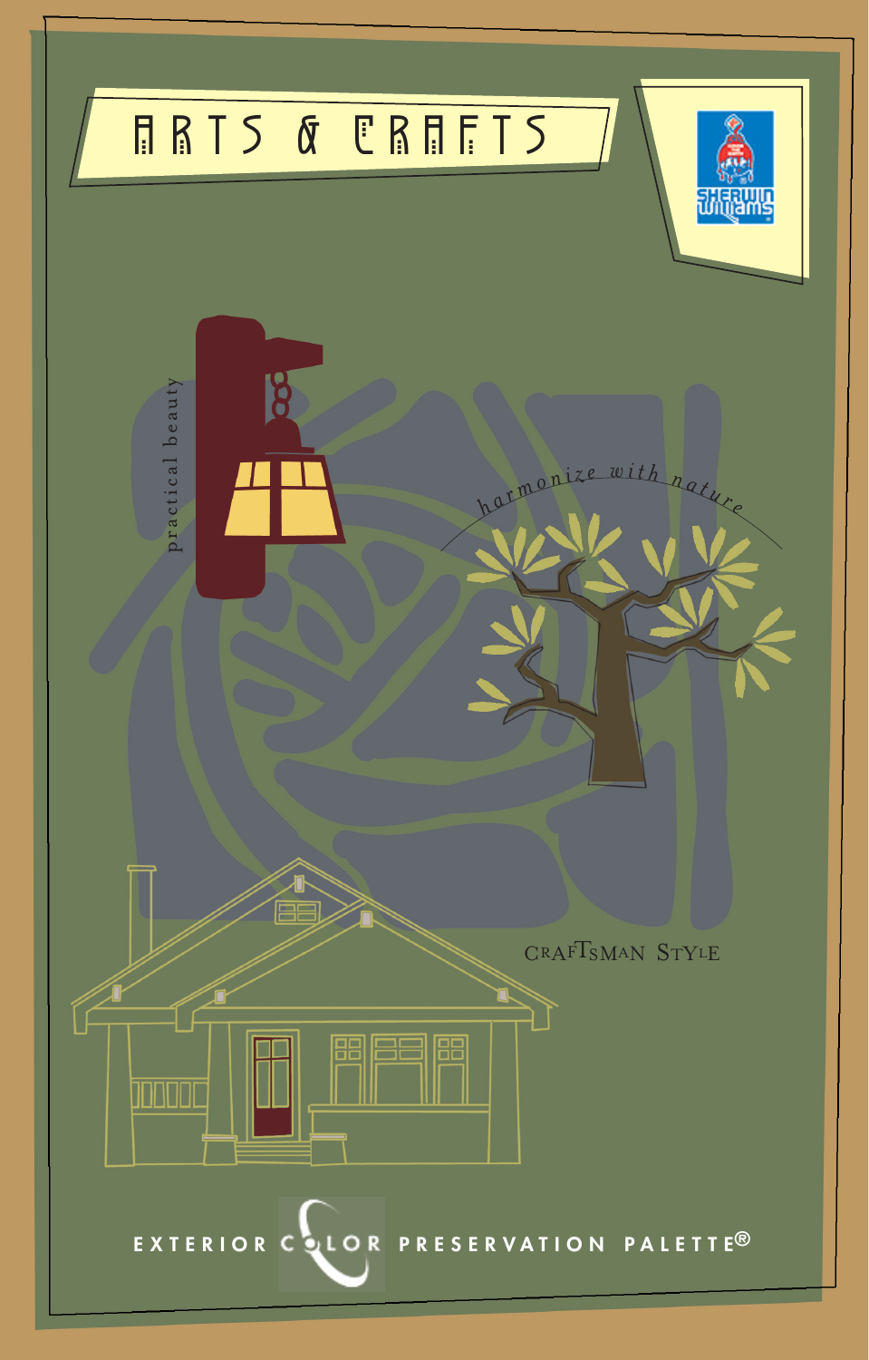# ARTS & CRAFTS

practical beauty

*harmonize with nature*

CRAFTSMAN STYLE

EXTERIOR COLOR PRESERVATION PALETTE®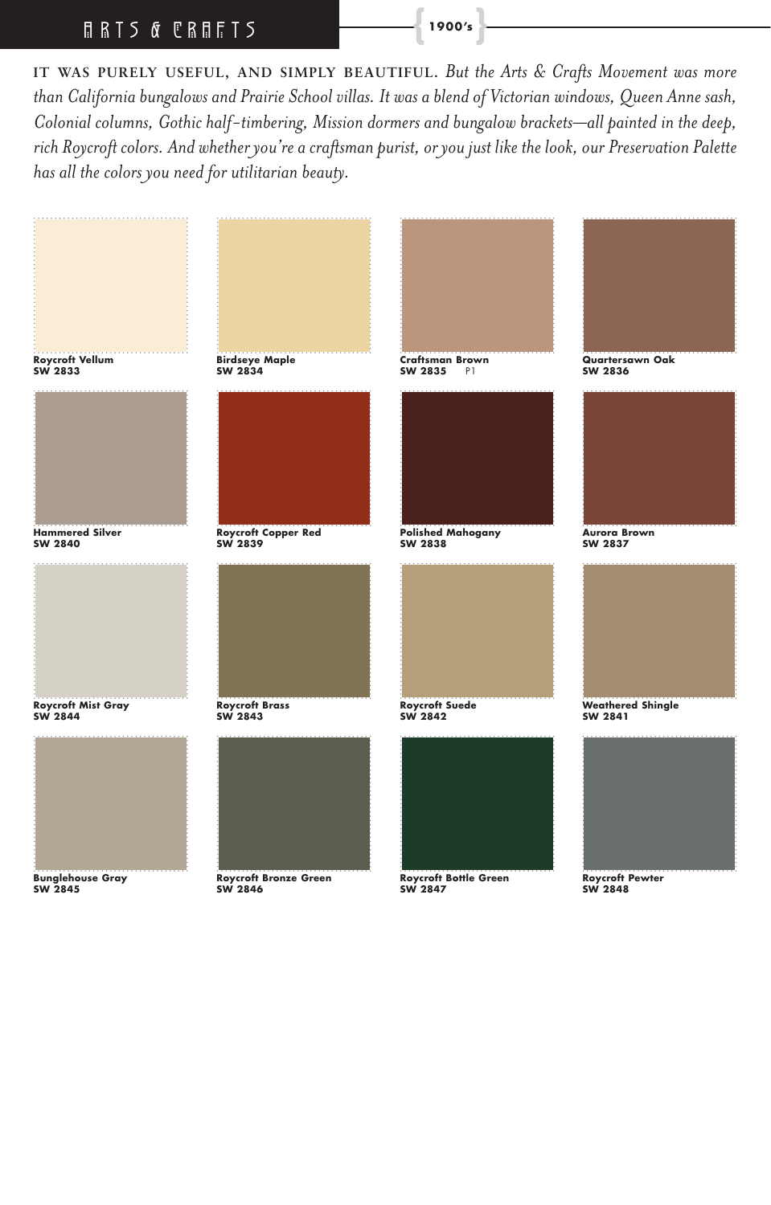## ARTS & CRAFTS

**1900's**

IT WAS PURELY USEFUL, AND SIMPLY BEAUTIFUL. *But the Arts & Crafts Movement was more than California bungalows and Prairie School villas. It was a blend of Victorian windows, Queen Anne sash, Colonial columns, Gothic half-timbering, Mission dormers and bungalow brackets—all painted in the deep, rich Roycroft colors. And whether you're a craftsman purist, or you just like the look, our Preservation Palette has all the colors you need for utilitarian beauty.*

**Roycroft Vellum**
**SW 2833**

**Birdseye Maple**
**SW 2834**

**Craftsman Brown**
**SW 2835** P1

**Quartersawn Oak**
**SW 2836**

**Hammered Silver**
**SW 2840**

**Roycroft Copper Red**
**SW 2839**

**Polished Mahogany**
**SW 2838**

**Aurora Brown**
**SW 2837**

**Roycroft Mist Gray**
**SW 2844**

**Roycroft Brass**
**SW 2843**

**Roycroft Suede**
**SW 2842**

**Weathered Shingle**
**SW 2841**

**Bunglehouse Gray**
**SW 2845**

**Roycroft Bronze Green**
**SW 2846**

**Roycroft Bottle Green**
**SW 2847**

**Roycroft Pewter**
**SW 2848**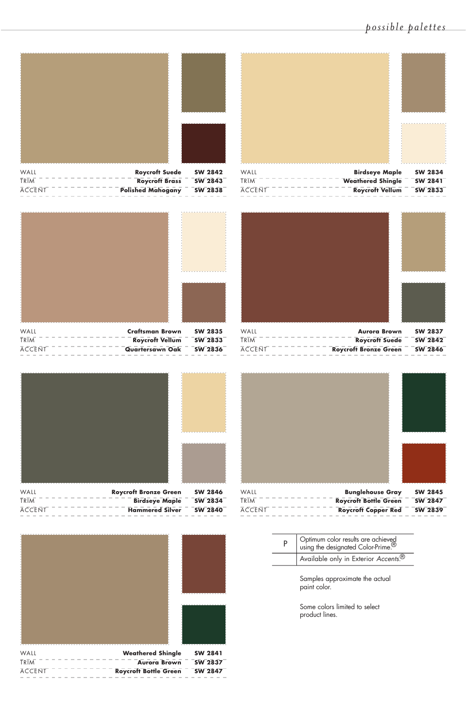*possible palettes*

| | | |
|---|---|---|
| WALL | Roycroft Suede | SW 2842 |
| TRIM | Roycroft Brass | SW 2843 |
| ACCENT | Polished Mahogany | SW 2838 |

| | | |
|---|---|---|
| WALL | Birdseye Maple | SW 2834 |
| TRIM | Weathered Shingle | SW 2841 |
| ACCENT | Roycroft Vellum | SW 2833 |

| | | |
|---|---|---|
| WALL | Craftsman Brown | SW 2835 |
| TRIM | Roycroft Vellum | SW 2833 |
| ACCENT | Quartersawn Oak | SW 2836 |

| | | |
|---|---|---|
| WALL | Aurora Brown | SW 2837 |
| TRIM | Roycroft Suede | SW 2842 |
| ACCENT | Roycroft Bronze Green | SW 2846 |

| | | |
|---|---|---|
| WALL | Roycroft Bronze Green | SW 2846 |
| TRIM | Birdseye Maple | SW 2834 |
| ACCENT | Hammered Silver | SW 2840 |

| | | |
|---|---|---|
| WALL | Bunglehouse Gray | SW 2845 |
| TRIM | Roycroft Bottle Green | SW 2847 |
| ACCENT | Roycroft Copper Red | SW 2839 |

| | | |
|---|---|---|
| WALL | Weathered Shingle | SW 2841 |
| TRIM | Aurora Brown | SW 2837 |
| ACCENT | Roycroft Bottle Green | SW 2847 |

| | |
|---|---|
| P | Optimum color results are achieved using the designated Color-Prime.® |
| | Available only in Exterior *Accents*.® |

Samples approximate the actual paint color.

Some colors limited to select product lines.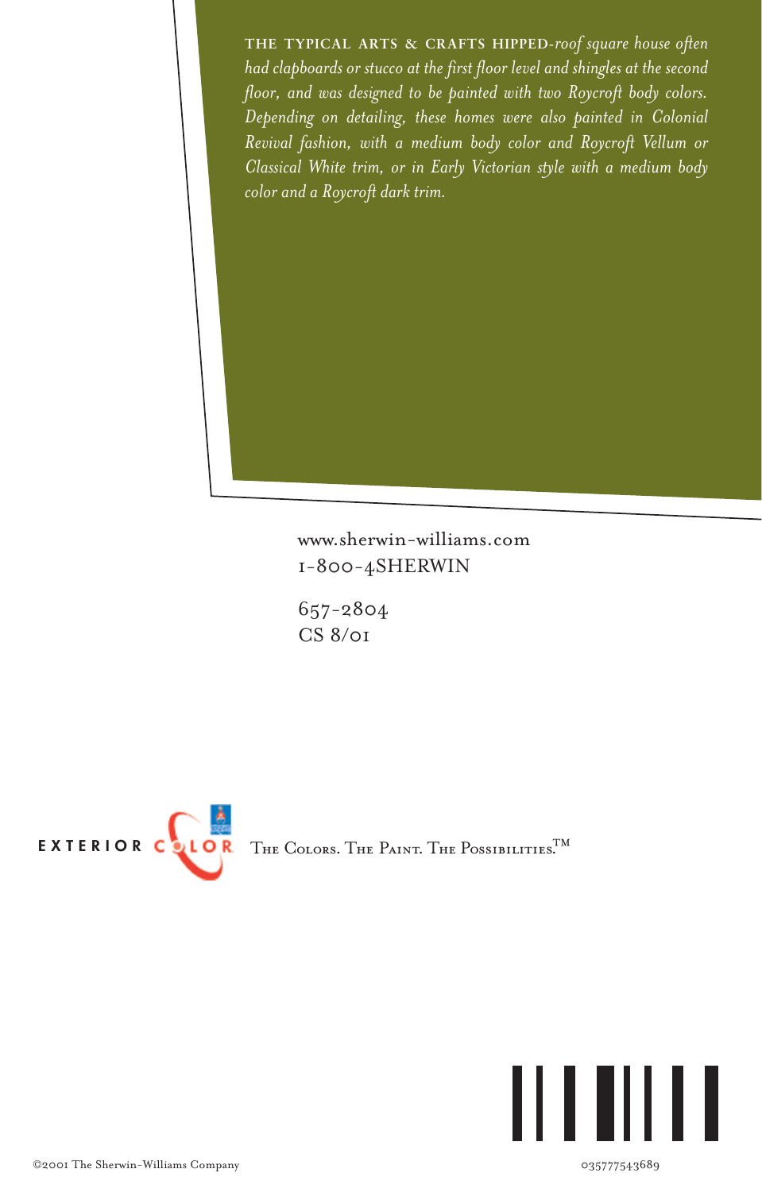THE TYPICAL ARTS & CRAFTS HIPPED-*roof square house often had clapboards or stucco at the first floor level and shingles at the second floor, and was designed to be painted with two Roycroft body colors. Depending on detailing, these homes were also painted in Colonial Revival fashion, with a medium body color and Roycroft Vellum or Classical White trim, or in Early Victorian style with a medium body color and a Roycroft dark trim.*

www.sherwin-williams.com
1-800-4SHERWIN

657-2804
CS 8/01

EXTERIOR COLOR The Colors. The Paint. The Possibilities.™

©2001 The Sherwin-Williams Company

035777543689